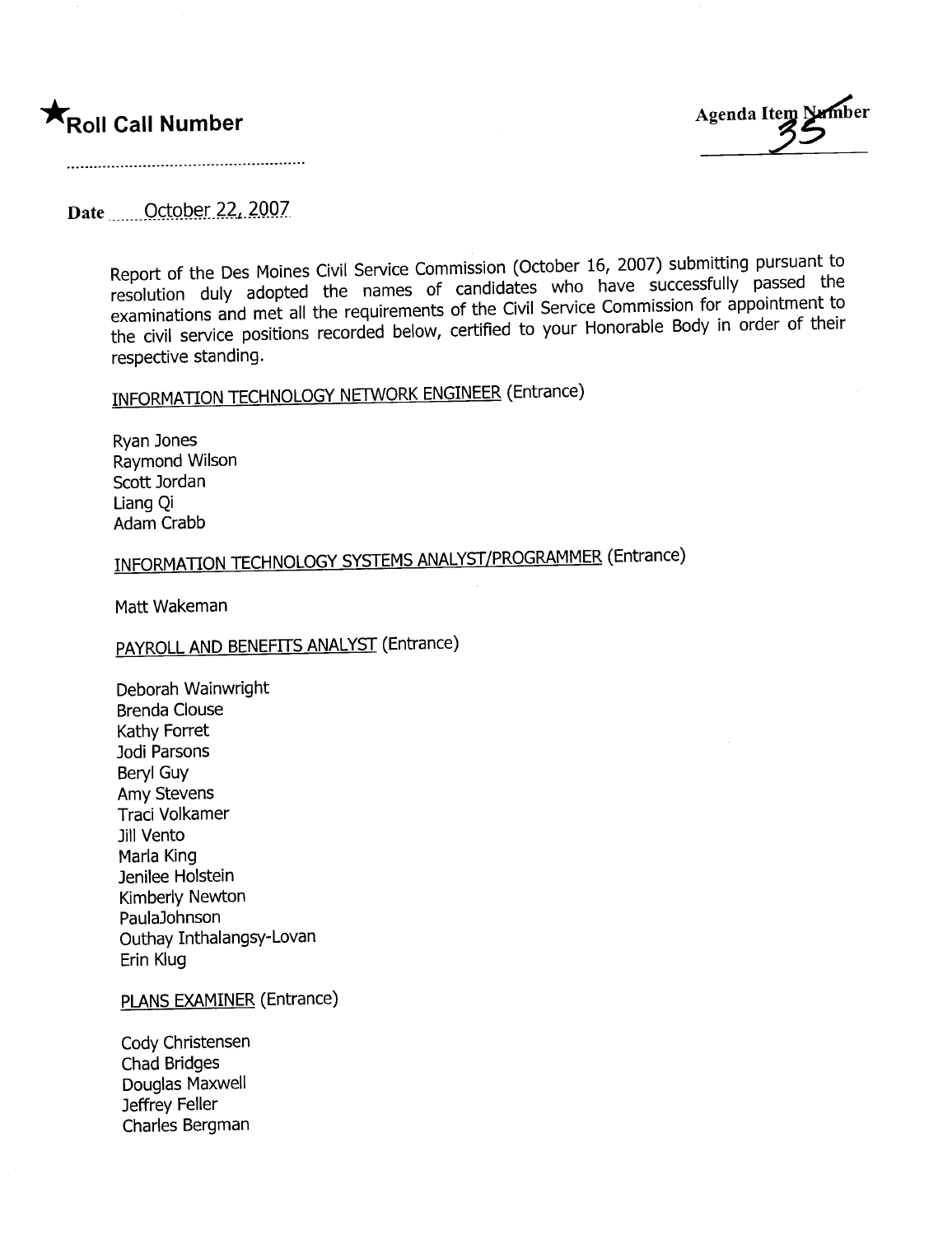★**Roll Call Number**

..........................................................

Agenda Item Number
35

Date ......October 22, 2007

Report of the Des Moines Civil Service Commission (October 16, 2007) submitting pursuant to resolution duly adopted the names of candidates who have successfully passed the examinations and met all the requirements of the Civil Service Commission for appointment to the civil service positions recorded below, certified to your Honorable Body in order of their respective standing.

INFORMATION TECHNOLOGY NETWORK ENGINEER (Entrance)

Ryan Jones
Raymond Wilson
Scott Jordan
Liang Qi
Adam Crabb

INFORMATION TECHNOLOGY SYSTEMS ANALYST/PROGRAMMER (Entrance)

Matt Wakeman

PAYROLL AND BENEFITS ANALYST (Entrance)

Deborah Wainwright
Brenda Clouse
Kathy Forret
Jodi Parsons
Beryl Guy
Amy Stevens
Traci Volkamer
Jill Vento
Marla King
Jenilee Holstein
Kimberly Newton
PaulaJohnson
Outhay Inthalangsy-Lovan
Erin Klug

PLANS EXAMINER (Entrance)

Cody Christensen
Chad Bridges
Douglas Maxwell
Jeffrey Feller
Charles Bergman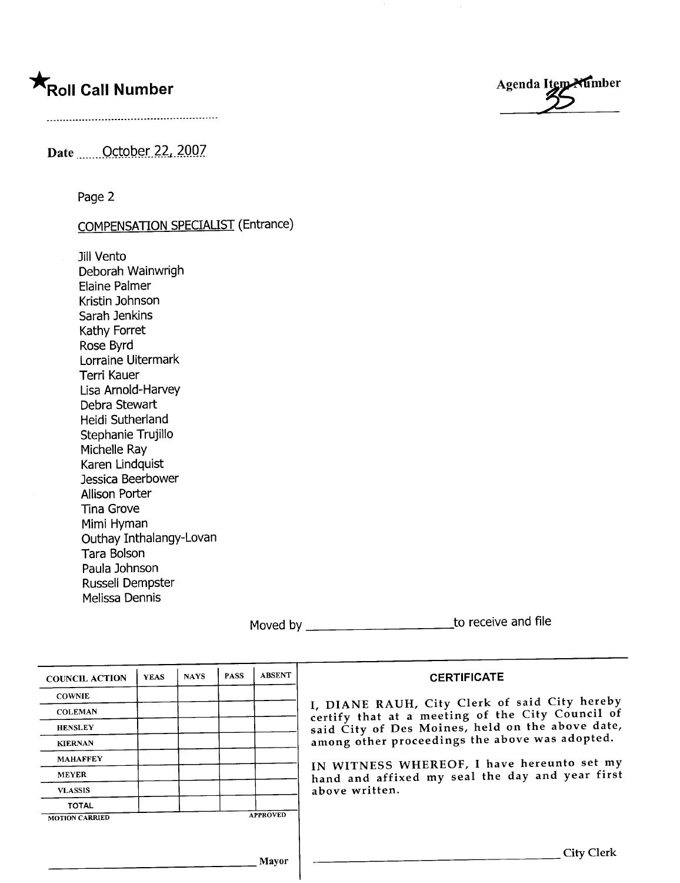★Roll Call Number

Agenda Item Number 35

Date October 22, 2007

Page 2

COMPENSATION SPECIALIST (Entrance)

Jill Vento
Deborah Wainwrigh
Elaine Palmer
Kristin Johnson
Sarah Jenkins
Kathy Forret
Rose Byrd
Lorraine Uitermark
Terri Kauer
Lisa Arnold-Harvey
Debra Stewart
Heidi Sutherland
Stephanie Trujillo
Michelle Ray
Karen Lindquist
Jessica Beerbower
Allison Porter
Tina Grove
Mimi Hyman
Outhay Inthalangy-Lovan
Tara Bolson
Paula Johnson
Russell Dempster
Melissa Dennis

Moved by ____________________ to receive and file

| COUNCIL ACTION | YEAS | NAYS | PASS | ABSENT |
|---|---|---|---|---|
| COWNIE | | | | |
| COLEMAN | | | | |
| HENSLEY | | | | |
| KIERNAN | | | | |
| MAHAFFEY | | | | |
| MEYER | | | | |
| VLASSIS | | | | |
| TOTAL | | | | |

MOTION CARRIED APPROVED

____________________ Mayor

**CERTIFICATE**

I, DIANE RAUH, City Clerk of said City hereby certify that at a meeting of the City Council of said City of Des Moines, held on the above date, among other proceedings the above was adopted.

IN WITNESS WHEREOF, I have hereunto set my hand and affixed my seal the day and year first above written.

____________________ City Clerk